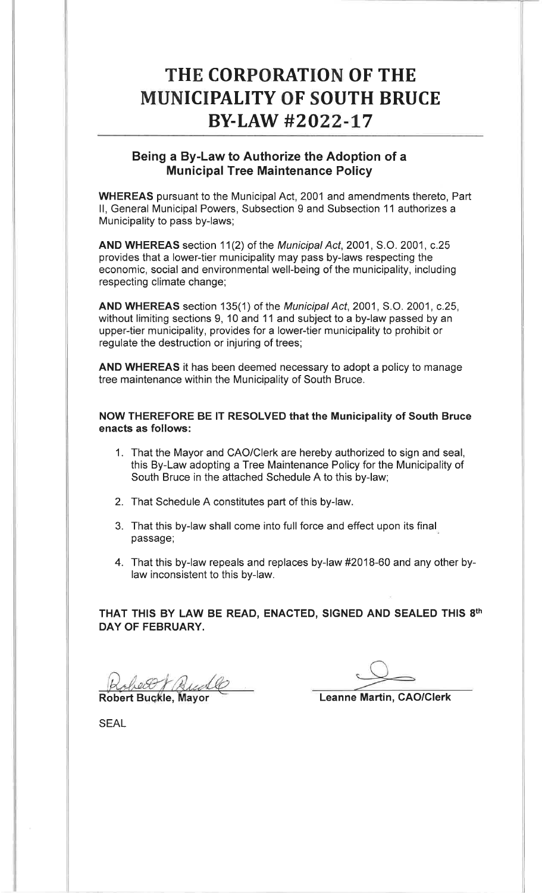# THE CORPORATION OF THE MUNICIPALITY OF SOUTH BRUCE BY-LAW #2022-17

## Being a By-Law to Authorize the Adoption of a Municipal Tree Maintenance Policy

**WHEREAS** pursuant to the Municipal Act, 2001 and amendments thereto, Part II, General Municipal Powers, Subsection 9 and Subsection 11 authorizes a Municipality to pass by-laws;

**AND WHEREAS** section 11(2) of the *Municipal Act*, 2001, S.O. 2001, c.25 provides that a lower-tier municipality may pass by-laws respecting the economic, social and environmental well-being of the municipality, including respecting climate change;

**AND WHEREAS** section 135(1) of the *Municipal Act*, 2001, S.O. 2001, c.25, without limiting sections 9, 10 and 11 and subject to a by-law passed by an upper-tier municipality, provides for a lower-tier municipality to prohibit or regulate the destruction or injuring of trees;

**AND WHEREAS** it has been deemed necessary to adopt a policy to manage tree maintenance within the Municipality of South Bruce.

**NOW THEREFORE BE IT RESOLVED that the Municipality of South Bruce enacts as follows:**

1. That the Mayor and CAO/Clerk are hereby authorized to sign and seal, this By-Law adopting a Tree Maintenance Policy for the Municipality of South Bruce in the attached Schedule A to this by-law;
2. That Schedule A constitutes part of this by-law.
3. That this by-law shall come into full force and effect upon its final passage;
4. That this by-law repeals and replaces by-law #2018-60 and any other by-law inconsistent to this by-law.

**THAT THIS BY LAW BE READ, ENACTED, SIGNED AND SEALED THIS 8th DAY OF FEBRUARY.**

**Robert Buckle, Mayor**

**Leanne Martin, CAO/Clerk**

SEAL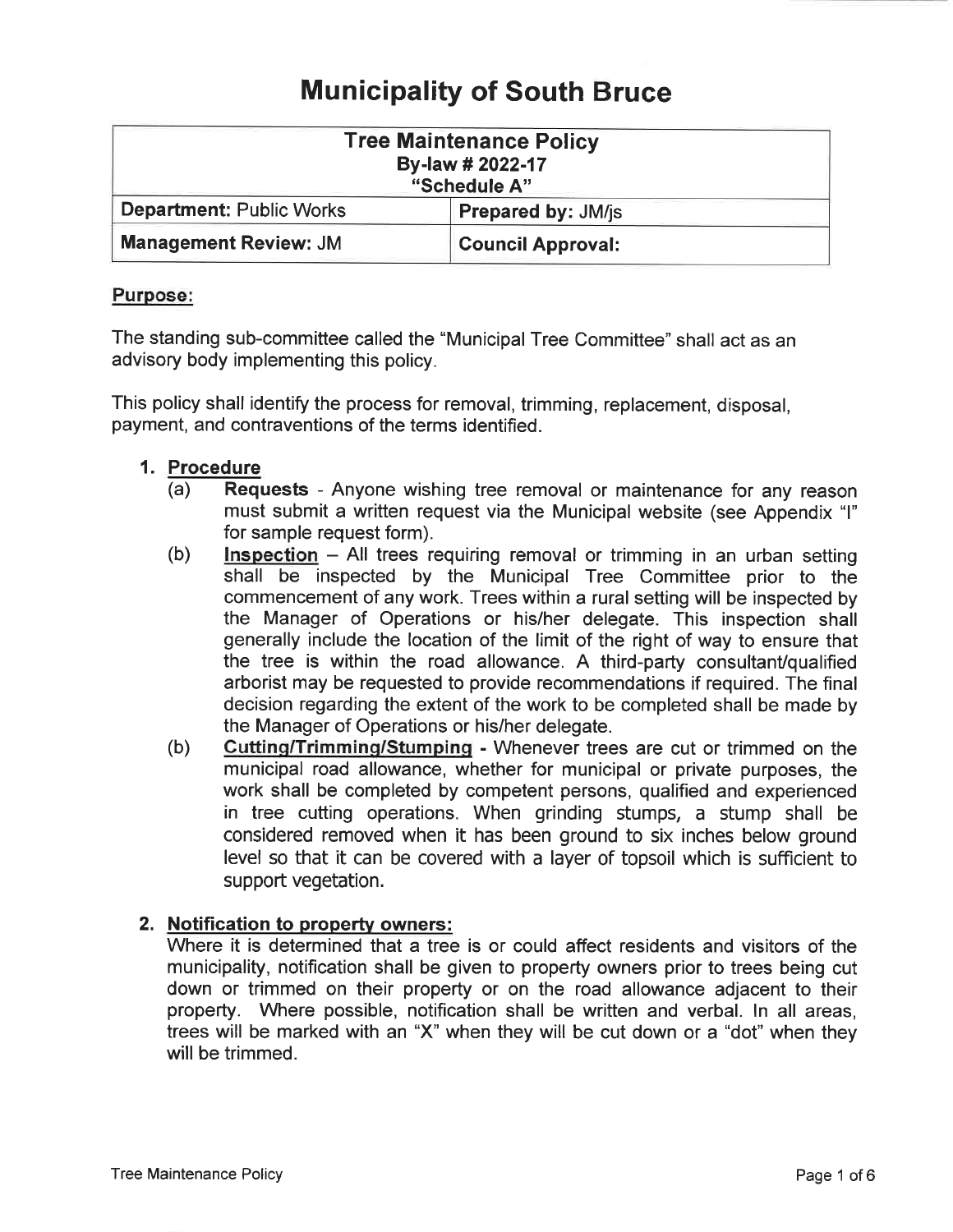# Municipality of South Bruce

| Tree Maintenance Policy<br>By-law # 2022-17<br>"Schedule A" | |
|---|---|
| **Department:** Public Works | **Prepared by:** JM/js |
| **Management Review:** JM | **Council Approval:** |

**Purpose:**

The standing sub-committee called the "Municipal Tree Committee" shall act as an advisory body implementing this policy.

This policy shall identify the process for removal, trimming, replacement, disposal, payment, and contraventions of the terms identified.

1. **Procedure**
   - (a) **Requests** - Anyone wishing tree removal or maintenance for any reason must submit a written request via the Municipal website (see Appendix "I" for sample request form).
   - (b) **Inspection** – All trees requiring removal or trimming in an urban setting shall be inspected by the Municipal Tree Committee prior to the commencement of any work. Trees within a rural setting will be inspected by the Manager of Operations or his/her delegate. This inspection shall generally include the location of the limit of the right of way to ensure that the tree is within the road allowance. A third-party consultant/qualified arborist may be requested to provide recommendations if required. The final decision regarding the extent of the work to be completed shall be made by the Manager of Operations or his/her delegate.
   - (b) **Cutting/Trimming/Stumping** - Whenever trees are cut or trimmed on the municipal road allowance, whether for municipal or private purposes, the work shall be completed by competent persons, qualified and experienced in tree cutting operations. When grinding stumps, a stump shall be considered removed when it has been ground to six inches below ground level so that it can be covered with a layer of topsoil which is sufficient to support vegetation.

2. **Notification to property owners:**
   Where it is determined that a tree is or could affect residents and visitors of the municipality, notification shall be given to property owners prior to trees being cut down or trimmed on their property or on the road allowance adjacent to their property. Where possible, notification shall be written and verbal. In all areas, trees will be marked with an "X" when they will be cut down or a "dot" when they will be trimmed.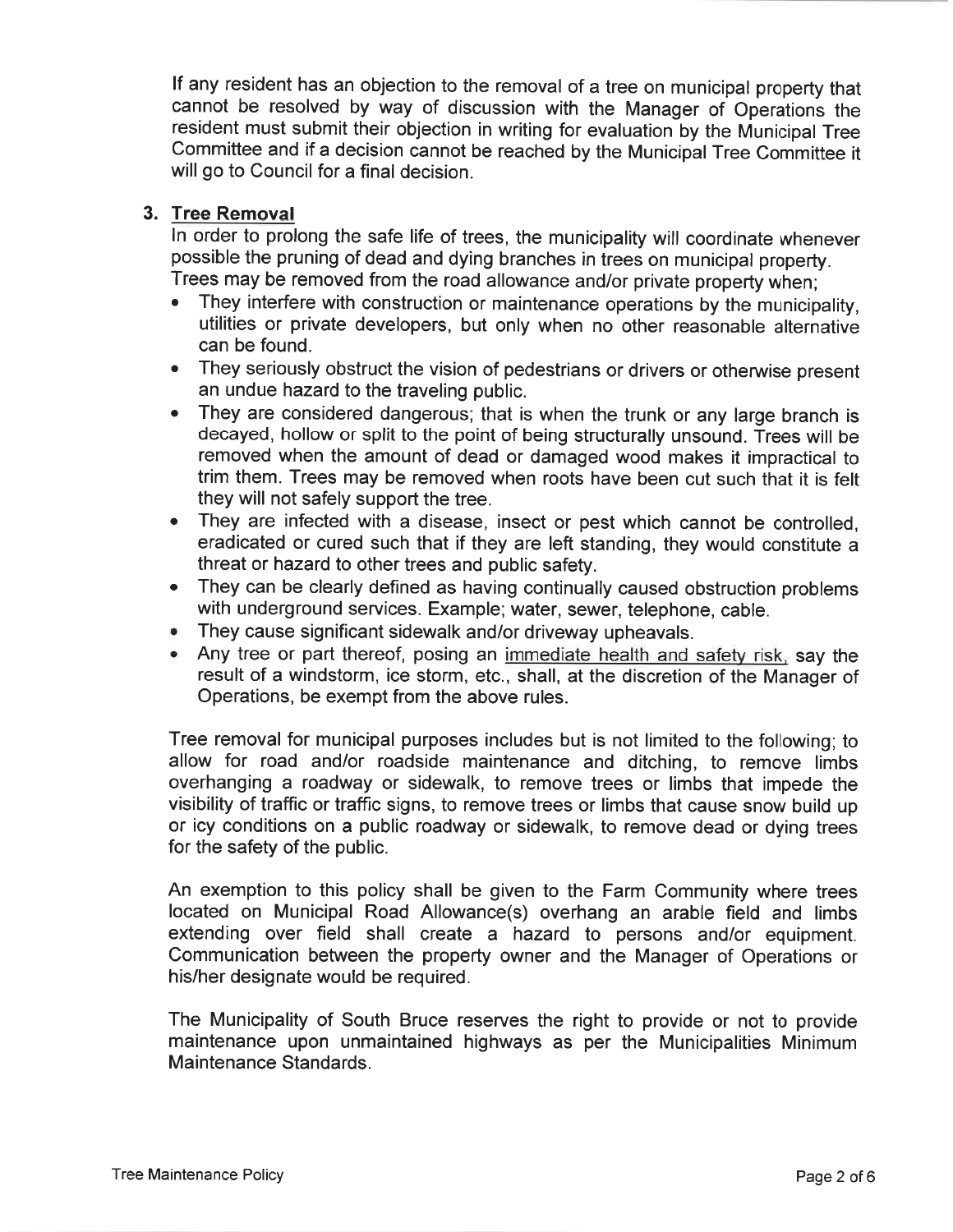If any resident has an objection to the removal of a tree on municipal property that cannot be resolved by way of discussion with the Manager of Operations the resident must submit their objection in writing for evaluation by the Municipal Tree Committee and if a decision cannot be reached by the Municipal Tree Committee it will go to Council for a final decision.

### 3. Tree Removal

In order to prolong the safe life of trees, the municipality will coordinate whenever possible the pruning of dead and dying branches in trees on municipal property. Trees may be removed from the road allowance and/or private property when;

- They interfere with construction or maintenance operations by the municipality, utilities or private developers, but only when no other reasonable alternative can be found.
- They seriously obstruct the vision of pedestrians or drivers or otherwise present an undue hazard to the traveling public.
- They are considered dangerous; that is when the trunk or any large branch is decayed, hollow or split to the point of being structurally unsound. Trees will be removed when the amount of dead or damaged wood makes it impractical to trim them. Trees may be removed when roots have been cut such that it is felt they will not safely support the tree.
- They are infected with a disease, insect or pest which cannot be controlled, eradicated or cured such that if they are left standing, they would constitute a threat or hazard to other trees and public safety.
- They can be clearly defined as having continually caused obstruction problems with underground services. Example; water, sewer, telephone, cable.
- They cause significant sidewalk and/or driveway upheavals.
- Any tree or part thereof, posing an immediate health and safety risk, say the result of a windstorm, ice storm, etc., shall, at the discretion of the Manager of Operations, be exempt from the above rules.

Tree removal for municipal purposes includes but is not limited to the following; to allow for road and/or roadside maintenance and ditching, to remove limbs overhanging a roadway or sidewalk, to remove trees or limbs that impede the visibility of traffic or traffic signs, to remove trees or limbs that cause snow build up or icy conditions on a public roadway or sidewalk, to remove dead or dying trees for the safety of the public.

An exemption to this policy shall be given to the Farm Community where trees located on Municipal Road Allowance(s) overhang an arable field and limbs extending over field shall create a hazard to persons and/or equipment. Communication between the property owner and the Manager of Operations or his/her designate would be required.

The Municipality of South Bruce reserves the right to provide or not to provide maintenance upon unmaintained highways as per the Municipalities Minimum Maintenance Standards.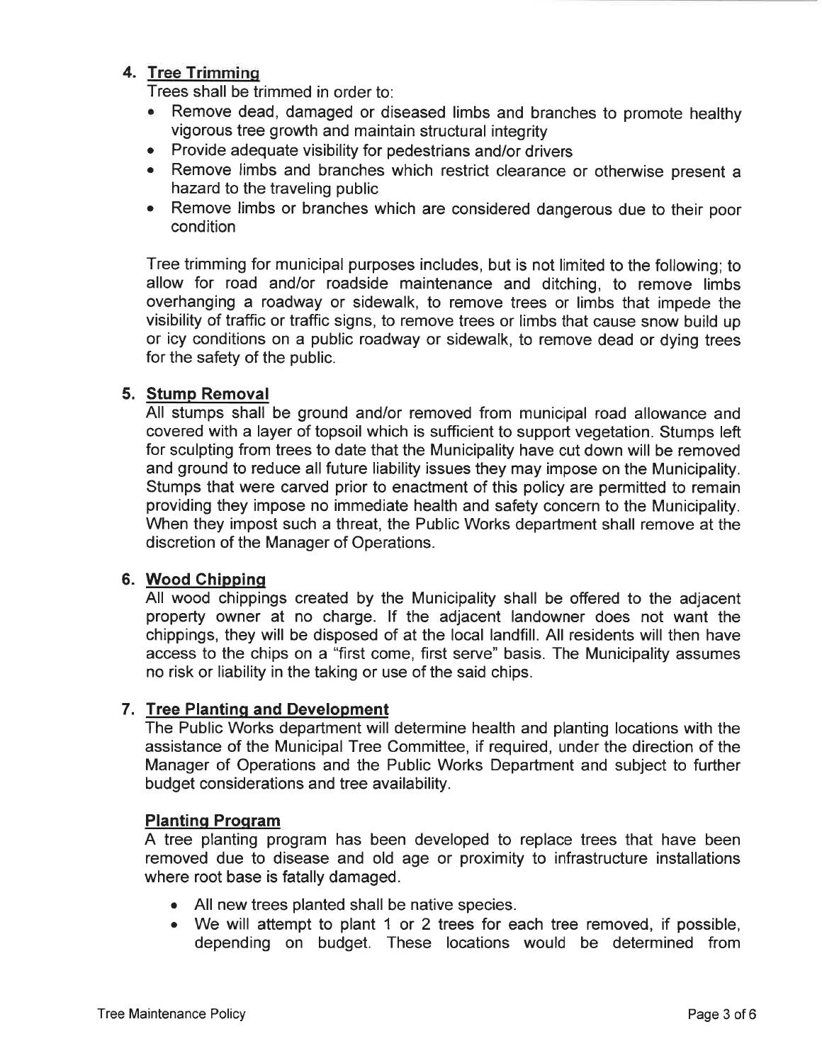## 4. Tree Trimming

Trees shall be trimmed in order to:

- Remove dead, damaged or diseased limbs and branches to promote healthy vigorous tree growth and maintain structural integrity
- Provide adequate visibility for pedestrians and/or drivers
- Remove limbs and branches which restrict clearance or otherwise present a hazard to the traveling public
- Remove limbs or branches which are considered dangerous due to their poor condition

Tree trimming for municipal purposes includes, but is not limited to the following; to allow for road and/or roadside maintenance and ditching, to remove limbs overhanging a roadway or sidewalk, to remove trees or limbs that impede the visibility of traffic or traffic signs, to remove trees or limbs that cause snow build up or icy conditions on a public roadway or sidewalk, to remove dead or dying trees for the safety of the public.

## 5. Stump Removal

All stumps shall be ground and/or removed from municipal road allowance and covered with a layer of topsoil which is sufficient to support vegetation. Stumps left for sculpting from trees to date that the Municipality have cut down will be removed and ground to reduce all future liability issues they may impose on the Municipality. Stumps that were carved prior to enactment of this policy are permitted to remain providing they impose no immediate health and safety concern to the Municipality. When they impost such a threat, the Public Works department shall remove at the discretion of the Manager of Operations.

## 6. Wood Chipping

All wood chippings created by the Municipality shall be offered to the adjacent property owner at no charge. If the adjacent landowner does not want the chippings, they will be disposed of at the local landfill. All residents will then have access to the chips on a "first come, first serve" basis. The Municipality assumes no risk or liability in the taking or use of the said chips.

## 7. Tree Planting and Development

The Public Works department will determine health and planting locations with the assistance of the Municipal Tree Committee, if required, under the direction of the Manager of Operations and the Public Works Department and subject to further budget considerations and tree availability.

### Planting Program

A tree planting program has been developed to replace trees that have been removed due to disease and old age or proximity to infrastructure installations where root base is fatally damaged.

- All new trees planted shall be native species.
- We will attempt to plant 1 or 2 trees for each tree removed, if possible, depending on budget. These locations would be determined from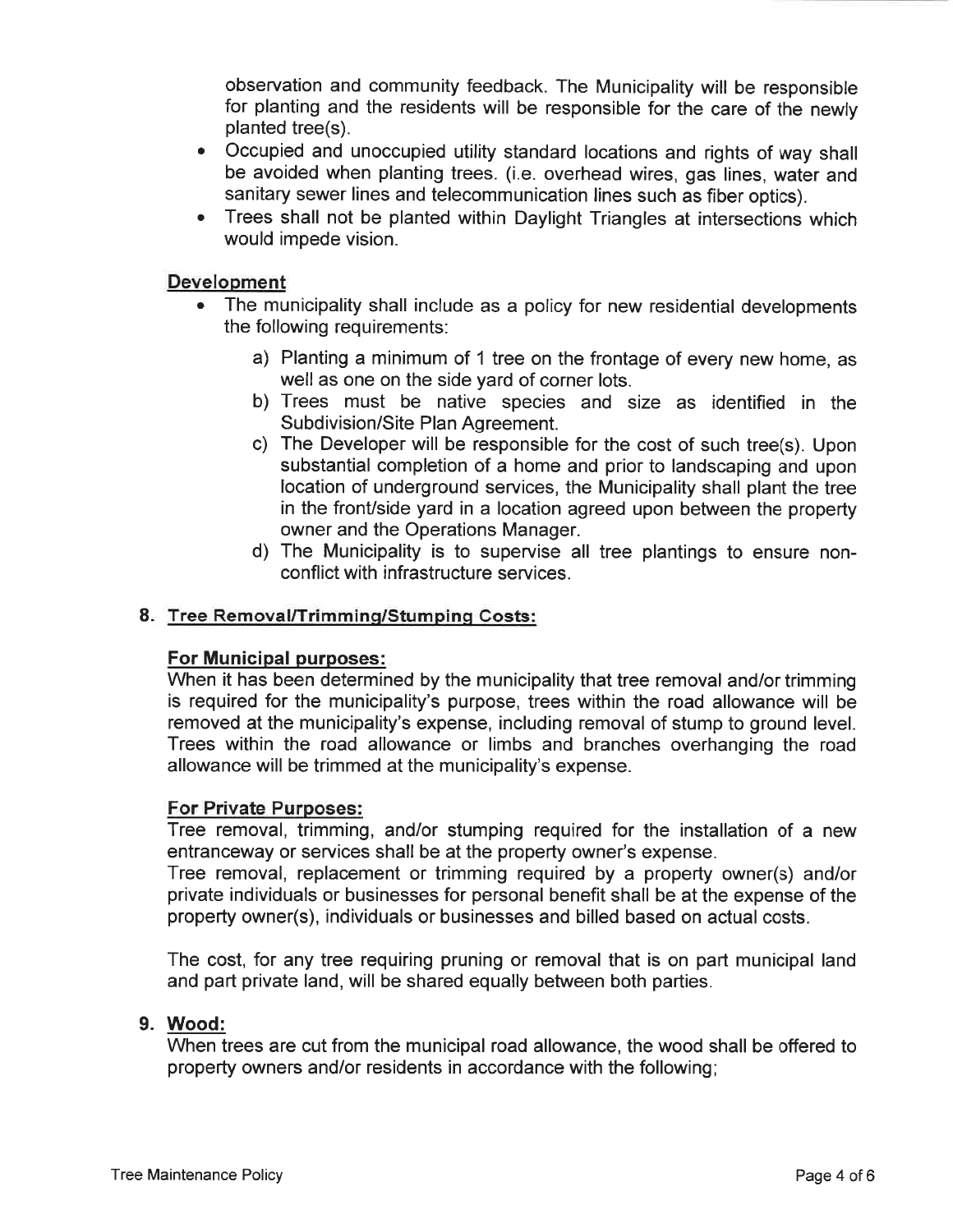observation and community feedback. The Municipality will be responsible for planting and the residents will be responsible for the care of the newly planted tree(s).

- Occupied and unoccupied utility standard locations and rights of way shall be avoided when planting trees. (i.e. overhead wires, gas lines, water and sanitary sewer lines and telecommunication lines such as fiber optics).
- Trees shall not be planted within Daylight Triangles at intersections which would impede vision.

**Development**

- The municipality shall include as a policy for new residential developments the following requirements:
  - a) Planting a minimum of 1 tree on the frontage of every new home, as well as one on the side yard of corner lots.
  - b) Trees must be native species and size as identified in the Subdivision/Site Plan Agreement.
  - c) The Developer will be responsible for the cost of such tree(s). Upon substantial completion of a home and prior to landscaping and upon location of underground services, the Municipality shall plant the tree in the front/side yard in a location agreed upon between the property owner and the Operations Manager.
  - d) The Municipality is to supervise all tree plantings to ensure non-conflict with infrastructure services.

## 8. Tree Removal/Trimming/Stumping Costs:

**For Municipal purposes:**

When it has been determined by the municipality that tree removal and/or trimming is required for the municipality's purpose, trees within the road allowance will be removed at the municipality's expense, including removal of stump to ground level. Trees within the road allowance or limbs and branches overhanging the road allowance will be trimmed at the municipality's expense.

**For Private Purposes:**

Tree removal, trimming, and/or stumping required for the installation of a new entranceway or services shall be at the property owner's expense.

Tree removal, replacement or trimming required by a property owner(s) and/or private individuals or businesses for personal benefit shall be at the expense of the property owner(s), individuals or businesses and billed based on actual costs.

The cost, for any tree requiring pruning or removal that is on part municipal land and part private land, will be shared equally between both parties.

## 9. Wood:

When trees are cut from the municipal road allowance, the wood shall be offered to property owners and/or residents in accordance with the following;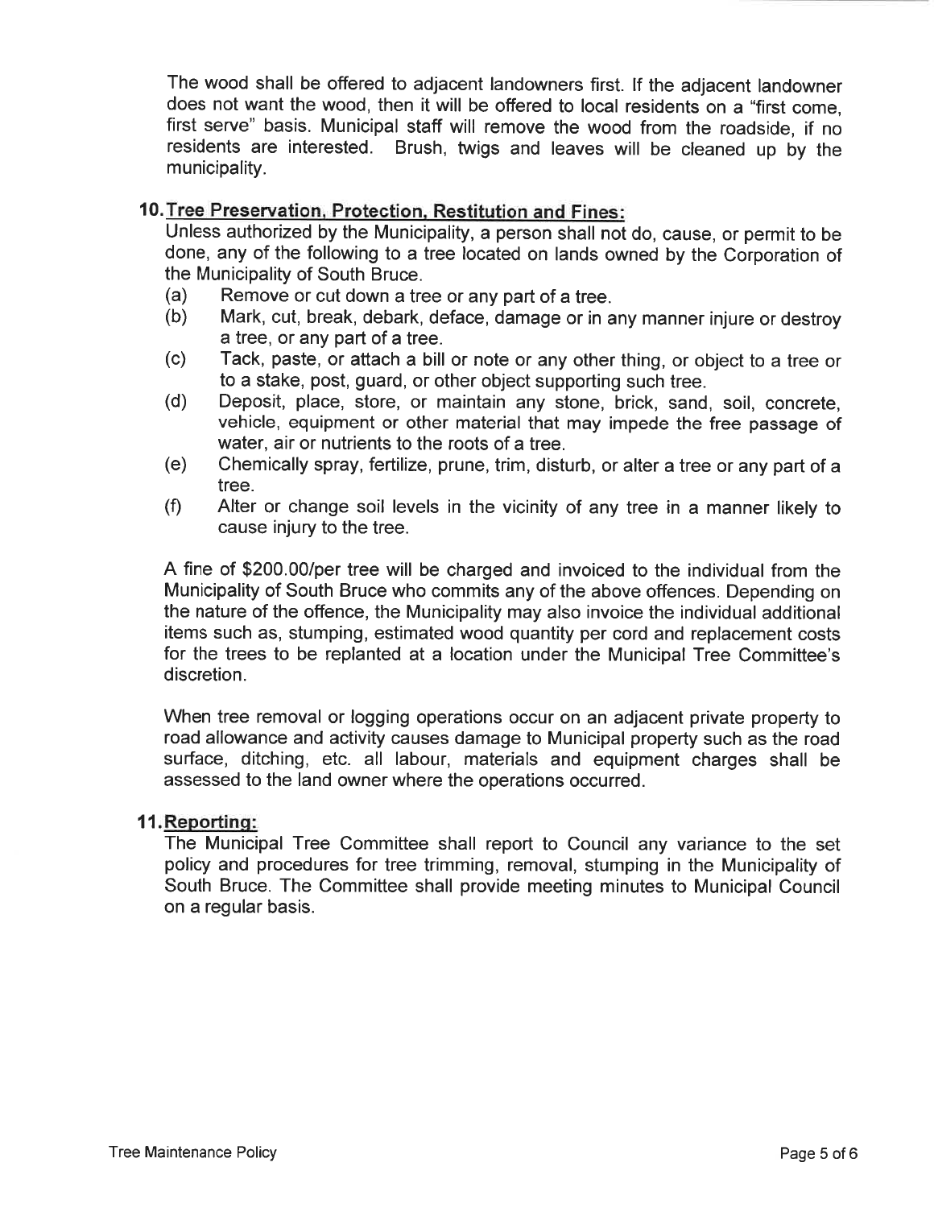The wood shall be offered to adjacent landowners first. If the adjacent landowner does not want the wood, then it will be offered to local residents on a "first come, first serve" basis. Municipal staff will remove the wood from the roadside, if no residents are interested. Brush, twigs and leaves will be cleaned up by the municipality.

## 10. Tree Preservation, Protection, Restitution and Fines:

Unless authorized by the Municipality, a person shall not do, cause, or permit to be done, any of the following to a tree located on lands owned by the Corporation of the Municipality of South Bruce.

(a) Remove or cut down a tree or any part of a tree.

(b) Mark, cut, break, debark, deface, damage or in any manner injure or destroy a tree, or any part of a tree.

(c) Tack, paste, or attach a bill or note or any other thing, or object to a tree or to a stake, post, guard, or other object supporting such tree.

(d) Deposit, place, store, or maintain any stone, brick, sand, soil, concrete, vehicle, equipment or other material that may impede the free passage of water, air or nutrients to the roots of a tree.

(e) Chemically spray, fertilize, prune, trim, disturb, or alter a tree or any part of a tree.

(f) Alter or change soil levels in the vicinity of any tree in a manner likely to cause injury to the tree.

A fine of $200.00/per tree will be charged and invoiced to the individual from the Municipality of South Bruce who commits any of the above offences. Depending on the nature of the offence, the Municipality may also invoice the individual additional items such as, stumping, estimated wood quantity per cord and replacement costs for the trees to be replanted at a location under the Municipal Tree Committee's discretion.

When tree removal or logging operations occur on an adjacent private property to road allowance and activity causes damage to Municipal property such as the road surface, ditching, etc. all labour, materials and equipment charges shall be assessed to the land owner where the operations occurred.

## 11. Reporting:

The Municipal Tree Committee shall report to Council any variance to the set policy and procedures for tree trimming, removal, stumping in the Municipality of South Bruce. The Committee shall provide meeting minutes to Municipal Council on a regular basis.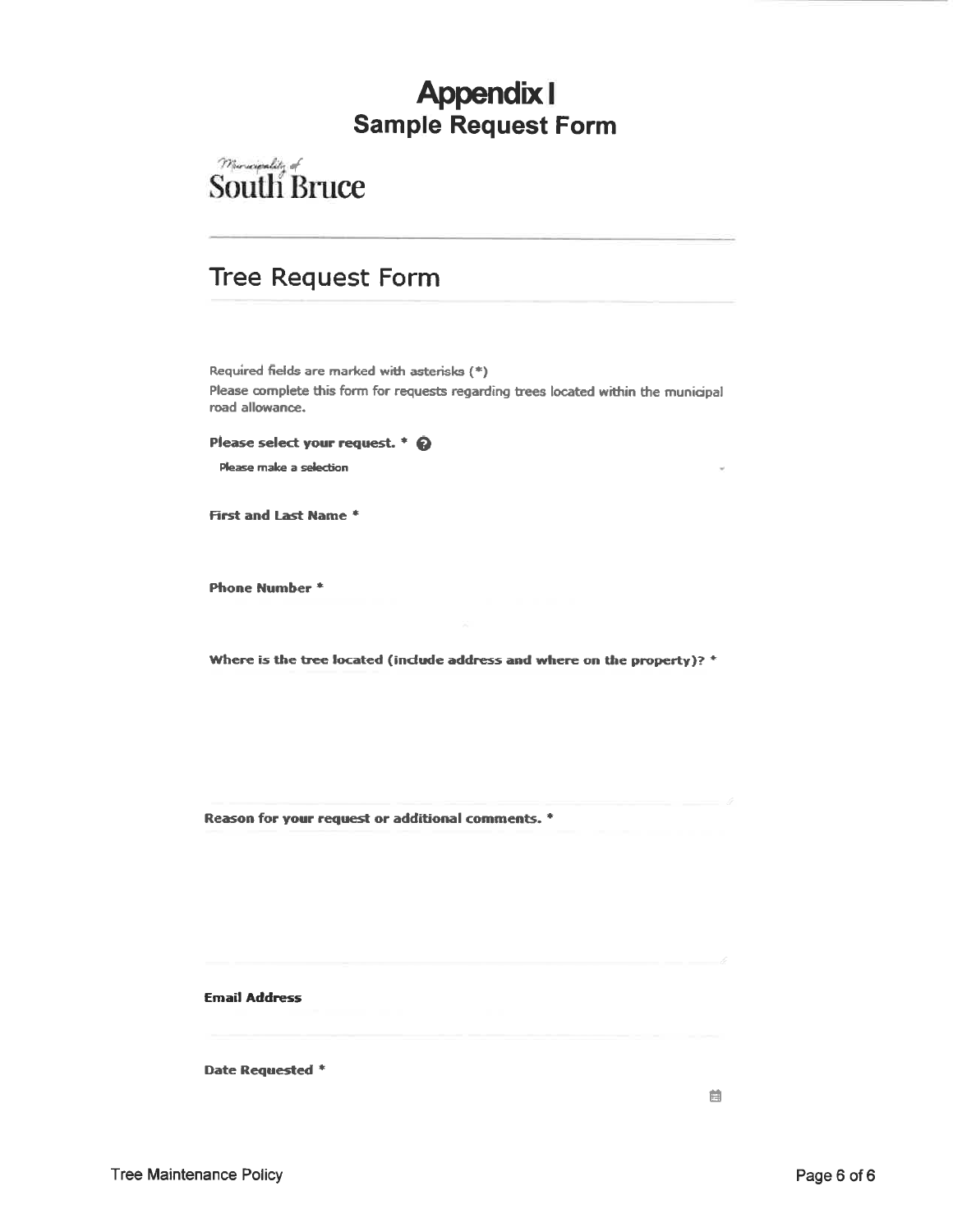# Appendix I

## Sample Request Form

Municipality of South Bruce

## Tree Request Form

Required fields are marked with asterisks (*)

Please complete this form for requests regarding trees located within the municipal road allowance.

**Please select your request. ***

Please make a selection

**First and Last Name ***

**Phone Number ***

**Where is the tree located (include address and where on the property)? ***

**Reason for your request or additional comments. ***

**Email Address**

**Date Requested ***